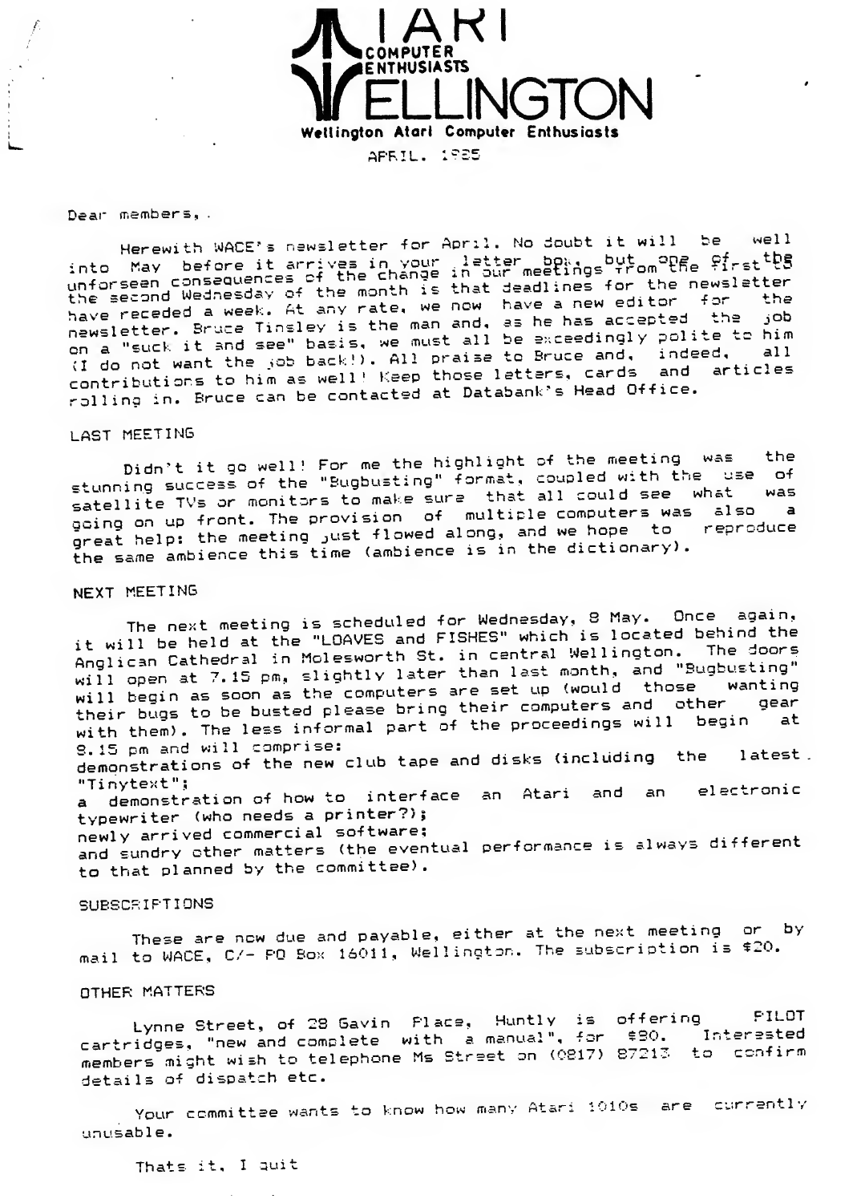# ATARI COMPUTER ENTHUSIASTS WELLINGTON

**Wellington Atari Computer Enthusiasts**

APRIL. 1985

Dear members,

Herewith WACE's newsletter for April. No doubt it will be well into May before it arrives in your letter box, but one of the unforseen consequences of the change in our meetings from the first to the second Wednesday of the month is that deadlines for the newsletter have receded a week. At any rate, we now have a new editor for the newsletter. Bruce Tinsley is the man and, as he has accepted the job on a "suck it and see" basis, we must all be exceedingly polite to him (I do not want the job back!). All praise to Bruce and, indeed, all contributions to him as well! Keep those letters, cards and articles rolling in. Bruce can be contacted at Databank's Head Office.

## LAST MEETING

Didn't it go well! For me the highlight of the meeting was the stunning success of the "Bugbusting" format, coupled with the use of satellite TVs or monitors to make sure that all could see what was going on up front. The provision of multiple computers was also a great help: the meeting just flowed along, and we hope to reproduce the same ambience this time (ambience is in the dictionary).

## NEXT MEETING

The next meeting is scheduled for Wednesday, 8 May. Once again, it will be held at the "LOAVES and FISHES" which is located behind the Anglican Cathedral in Molesworth St. in central Wellington. The doors will open at 7.15 pm, slightly later than last month, and "Bugbusting" will begin as soon as the computers are set up (would those wanting their bugs to be busted please bring their computers and other gear with them). The less informal part of the proceedings will begin at 8.15 pm and will comprise:
demonstrations of the new club tape and disks (including the latest "Tinytext";
a demonstration of how to interface an Atari and an electronic typewriter (who needs a printer?);
newly arrived commercial software;
and sundry other matters (the eventual performance is always different to that planned by the committee).

## SUBSCRIPTIONS

These are now due and payable, either at the next meeting or by mail to WACE, C/- PO Box 16011, Wellington. The subscription is $20.

## OTHER MATTERS

Lynne Street, of 28 Gavin Place, Huntly is offering PILOT cartridges, "new and complete with a manual", for $80. Interested members might wish to telephone Ms Street on (0817) 87213 to confirm details of dispatch etc.

Your committee wants to know how many Atari 1010s are currently unusable.

Thats it, I quit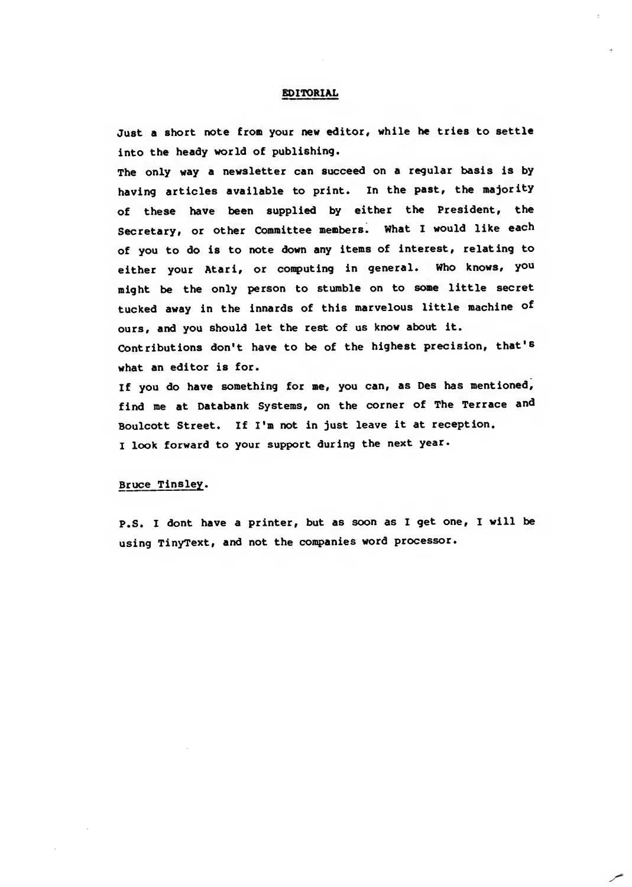## EDITORIAL

Just a short note from your new editor, while he tries to settle into the heady world of publishing.

The only way a newsletter can succeed on a regular basis is by having articles available to print. In the past, the majority of these have been supplied by either the President, the Secretary, or other Committee members. What I would like each of you to do is to note down any items of interest, relating to either your Atari, or computing in general. Who knows, you might be the only person to stumble on to some little secret tucked away in the innards of this marvelous little machine of ours, and you should let the rest of us know about it.

Contributions don't have to be of the highest precision, that's what an editor is for.

If you do have something for me, you can, as Des has mentioned, find me at Databank Systems, on the corner of The Terrace and Boulcott Street. If I'm not in just leave it at reception.

I look forward to your support during the next year.

Bruce Tinsley.

P.S. I dont have a printer, but as soon as I get one, I will be using TinyText, and not the companies word processor.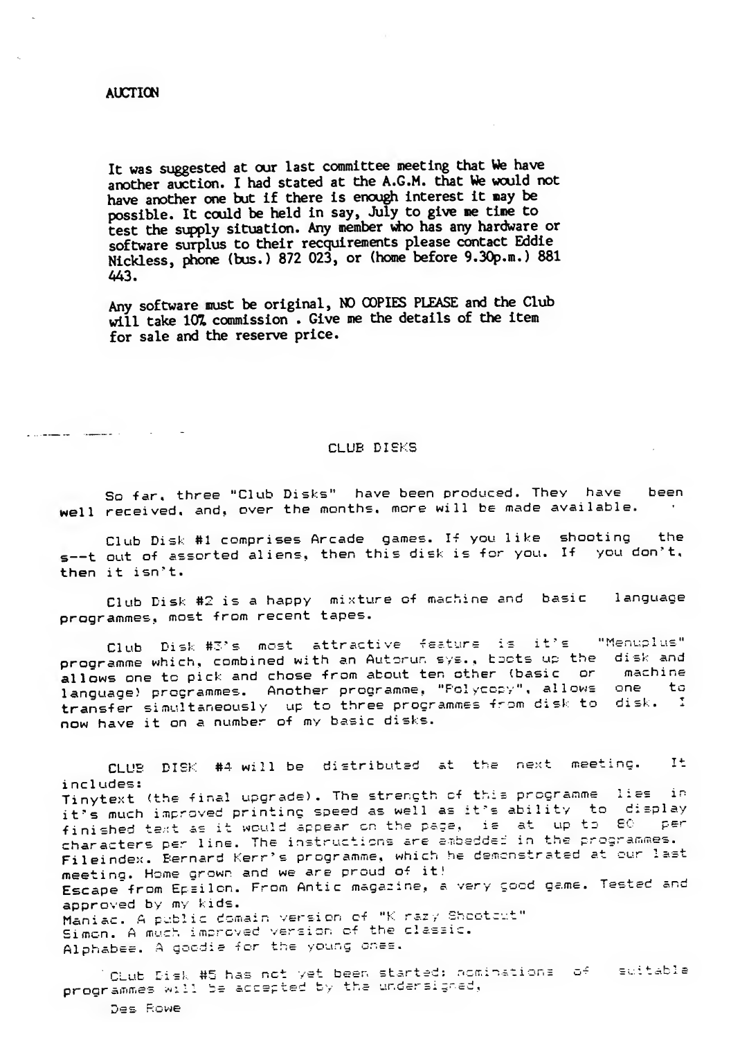## AUCTION

It was suggested at our last committee meeting that We have another auction. I had stated at the A.G.M. that We would not have another one but if there is enough interest it may be possible. It could be held in say, July to give me time to test the supply situation. Any member who has any hardware or software surplus to their recquirements please contact Eddie Nickless, phone (bus.) 872 023, or (home before 9.30p.m.) 881 443.

Any software must be original, NO COPIES PLEASE and the Club will take 10% commission . Give me the details of the item for sale and the reserve price.

## CLUB DISKS

So far, three "Club Disks" have been produced. They have been well received, and, over the months, more will be made available.

Club Disk #1 comprises Arcade games. If you like shooting the s--t out of assorted aliens, then this disk is for you. If you don't, then it isn't.

Club Disk #2 is a happy mixture of machine and basic language programmes, most from recent tapes.

Club Disk #3's most attractive feature is it's "Menuplus" programme which, combined with an Autorun sys., boots up the disk and allows one to pick and chose from about ten other (basic or machine language) programmes. Another programme, "Polycopy", allows one to transfer simultaneously up to three programmes from disk to disk. I now have it on a number of my basic disks.

CLUB DISK #4 will be distributed at the next meeting. It includes:
Tinytext (the final upgrade). The strength of this programme lies in it's much improved printing speed as well as it's ability to display finished text as it would appear on the page, ie at up to 80 per characters per line. The instructions are embedded in the programmes.
Fileindex. Bernard Kerr's programme, which he demonstrated at our last meeting. Home grown and we are proud of it!
Escape from Epsilon. From Antic magazine, a very good game. Tested and approved by my kids.
Maniac. A public domain version of "K razy Shootout"
Simon. A much improved version of the classic.
Alphabee. A goodie for the young ones.

CLub Disk #5 has not yet been started: nominations of suitable programmes will be accepted by the undersigned,

Des Rowe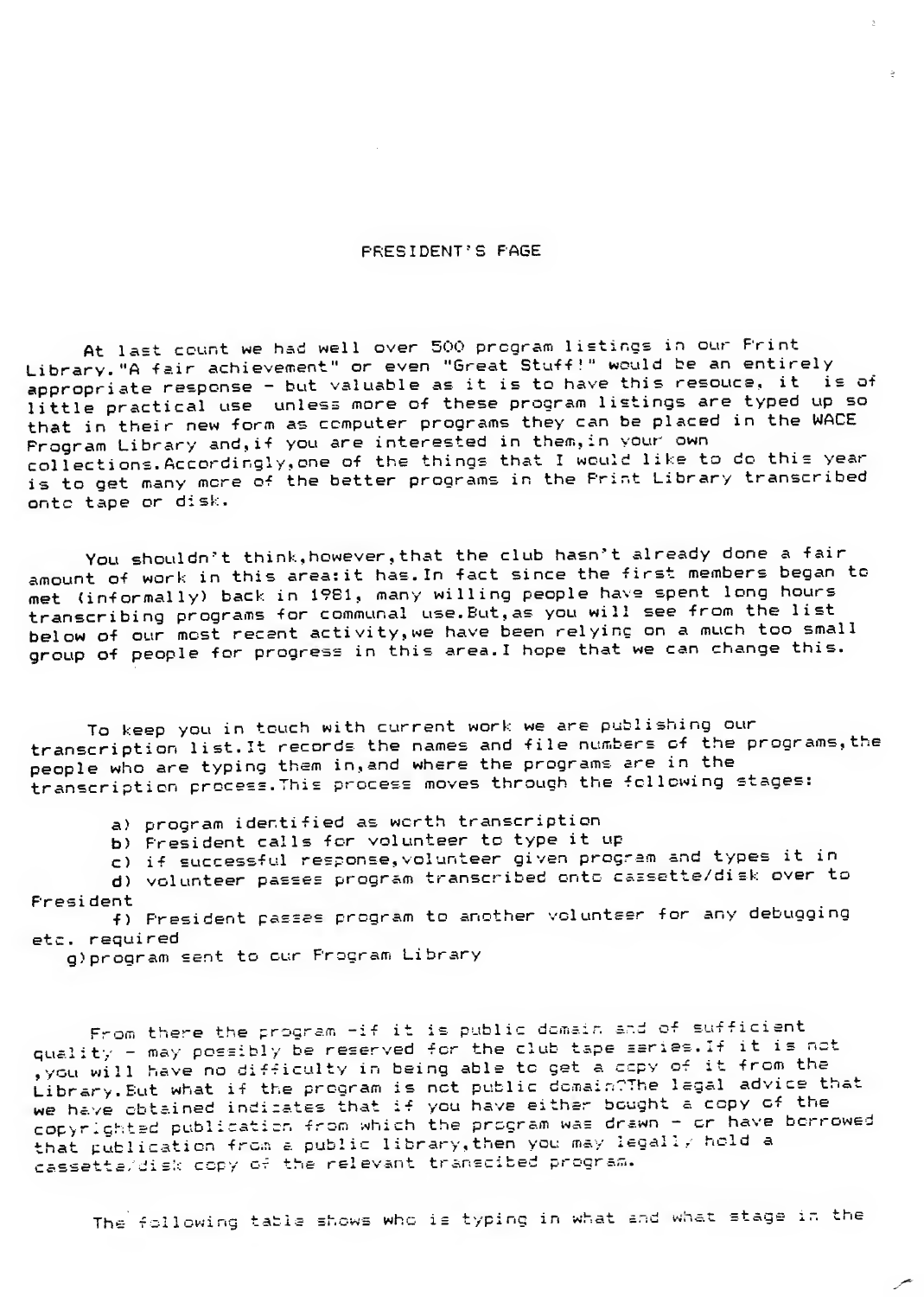## PRESIDENT'S PAGE

At last count we had well over 500 program listings in our Print Library."A fair achievement" or even "Great Stuff!" would be an entirely appropriate response - but valuable as it is to have this resouce, it is of little practical use unless more of these program listings are typed up so that in their new form as computer programs they can be placed in the WACE Program Library and,if you are interested in them,in your own collections.Accordingly,one of the things that I would like to do this year is to get many more of the better programs in the Print Library transcribed onto tape or disk.

You shouldn't think,however,that the club hasn't already done a fair amount of work in this area:it has.In fact since the first members began to met (informally) back in 1981, many willing people have spent long hours transcribing programs for communal use.But,as you will see from the list below of our most recent activity,we have been relying on a much too small group of people for progress in this area.I hope that we can change this.

To keep you in touch with current work we are publishing our transcription list.It records the names and file numbers of the programs,the people who are typing them in,and where the programs are in the transcription process.This process moves through the following stages:

a) program identified as worth transcription
b) President calls for volunteer to type it up
c) if successful response,volunteer given program and types it in
d) volunteer passes program transcribed onto cassette/disk over to President
f) President passes program to another volunteer for any debugging etc. required
g) program sent to our Program Library

From there the program -if it is public domain and of sufficient quality - may possibly be reserved for the club tape series.If it is not ,you will have no difficulty in being able to get a copy of it from the Library.But what if the program is not public domain?The legal advice that we have obtained indicates that if you have either bought a copy of the copyrighted publication from which the program was drawn - or have borrowed that publication from a public library,then you may legally hold a cassette/disk copy of the relevant transcibed program.

The following table shows who is typing in what and what stage in the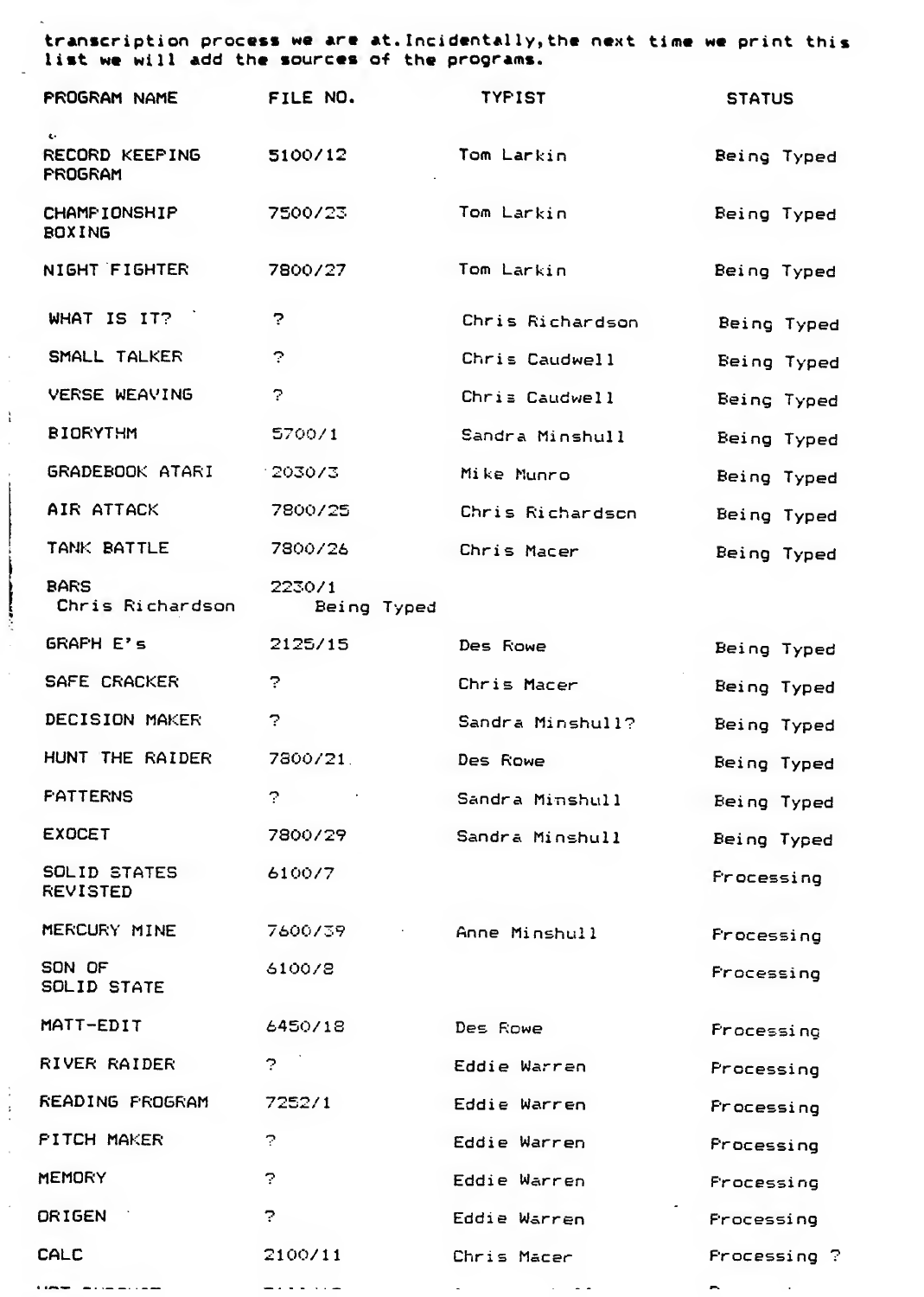transcription process we are at.Incidentally,the next time we print this list we will add the sources of the programs.

| PROGRAM NAME | FILE NO. | TYPIST | STATUS |
| --- | --- | --- | --- |
| RECORD KEEPING PROGRAM | 5100/12 | Tom Larkin | Being Typed |
| CHAMPIONSHIP BOXING | 7500/23 | Tom Larkin | Being Typed |
| NIGHT FIGHTER | 7800/27 | Tom Larkin | Being Typed |
| WHAT IS IT? | ? | Chris Richardson | Being Typed |
| SMALL TALKER | ? | Chris Caudwell | Being Typed |
| VERSE WEAVING | ? | Chris Caudwell | Being Typed |
| BIORYTHM | 5700/1 | Sandra Minshull | Being Typed |
| GRADEBOOK ATARI | 2030/3 | Mike Munro | Being Typed |
| AIR ATTACK | 7800/25 | Chris Richardson | Being Typed |
| TANK BATTLE | 7800/26 | Chris Macer | Being Typed |
| BARS | 2230/1 | Chris Richardson | Being Typed |
| GRAPH E's | 2125/15 | Des Rowe | Being Typed |
| SAFE CRACKER | ? | Chris Macer | Being Typed |
| DECISION MAKER | ? | Sandra Minshull? | Being Typed |
| HUNT THE RAIDER | 7800/21 | Des Rowe | Being Typed |
| PATTERNS | ? | Sandra Minshull | Being Typed |
| EXOCET | 7800/29 | Sandra Minshull | Being Typed |
| SOLID STATES REVISTED | 6100/7 | | Processing |
| MERCURY MINE | 7600/39 | Anne Minshull | Processing |
| SON OF SOLID STATE | 6100/8 | | Processing |
| MATT-EDIT | 6450/18 | Des Rowe | Processing |
| RIVER RAIDER | ? | Eddie Warren | Processing |
| READING PROGRAM | 7252/1 | Eddie Warren | Processing |
| PITCH MAKER | ? | Eddie Warren | Processing |
| MEMORY | ? | Eddie Warren | Processing |
| ORIGEN | ? | Eddie Warren | Processing |
| CALC | 2100/11 | Chris Macer | Processing ? |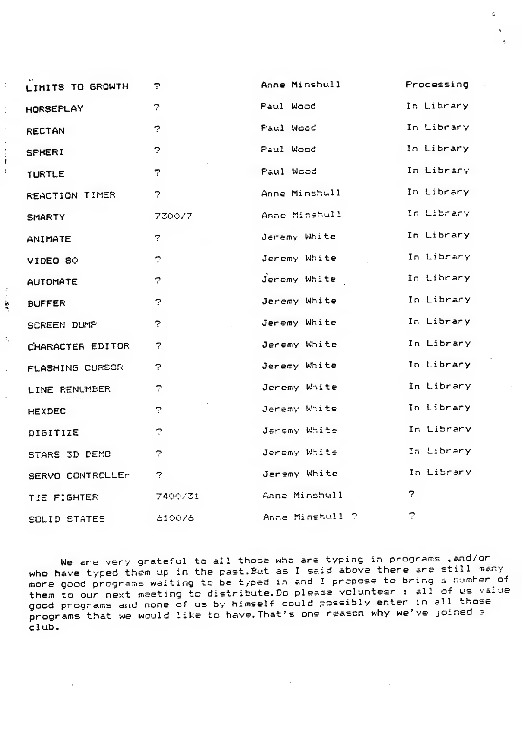| | | | |
|---|---|---|---|
| LIMITS TO GROWTH | ? | Anne Minshull | Processing |
| HORSEPLAY | ? | Paul Wood | In Library |
| RECTAN | ? | Paul Wood | In Library |
| SPHERI | ? | Paul Wood | In Library |
| TURTLE | ? | Paul Wood | In Library |
| REACTION TIMER | ? | Anne Minshull | In Library |
| SMARTY | 7300/7 | Anne Minshull | In Library |
| ANIMATE | ? | Jeremy White | In Library |
| VIDEO 80 | ? | Jeremy White | In Library |
| AUTOMATE | ? | Jeremy White | In Library |
| BUFFER | ? | Jeremy White | In Library |
| SCREEN DUMP | ? | Jeremy White | In Library |
| CHARACTER EDITOR | ? | Jeremy White | In Library |
| FLASHING CURSOR | ? | Jeremy White | In Library |
| LINE RENUMBER | ? | Jeremy White | In Library |
| HEXDEC | ? | Jeremy White | In Library |
| DIGITIZE | ? | Jeremy White | In Library |
| STARS 3D DEMO | ? | Jeremy White | In Library |
| SERVO CONTROLLEr | ? | Jeremy White | In Library |
| TIE FIGHTER | 7400/31 | Anne Minshull | ? |
| SOLID STATES | 6100/6 | Anne Minshull ? | ? |

We are very grateful to all those who are typing in programs ,and/or who have typed them up in the past.But as I said above there are still many more good programs waiting to be typed in and I propose to bring a number of them to our next meeting to distribute.Do please volunteer : all of us value good programs and none of us by himself could possibly enter in all those programs that we would like to have.That's one reason why we've joined a club.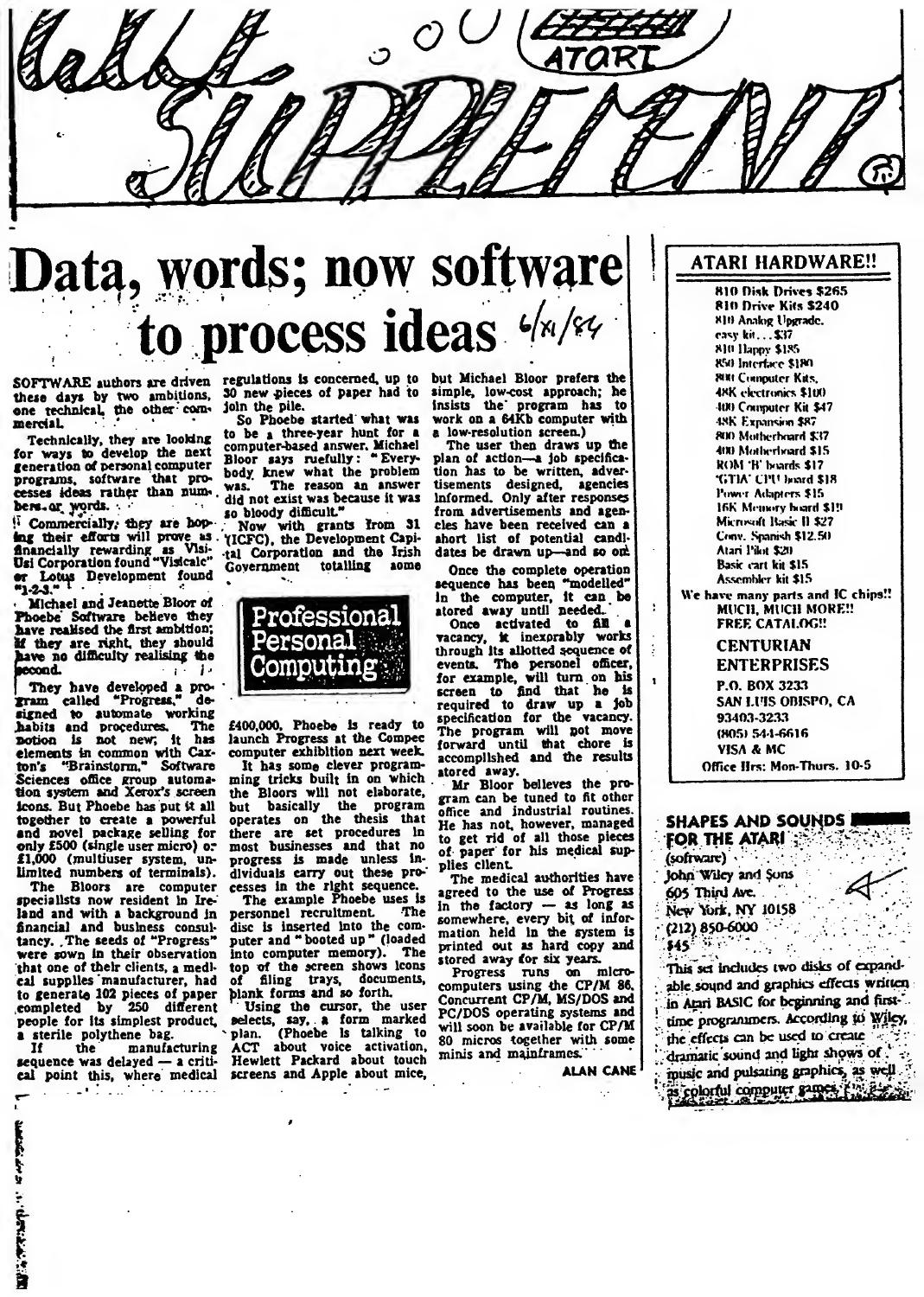# Data, words; now software to process ideas

6/11/84

SOFTWARE authors are driven these days by two ambitions, one technical, the other commercial.

Technically, they are looking for ways to develop the next generation of personal computer programs, software that processes ideas rather than numbers or words.

Commercially, they are hoping their efforts will prove as financially rewarding as VisiCorp Corporation found "Visicalc" or Lotus Development found "1-2-3."

Michael and Jeanette Bloor of Phoebe Software believe they have realised the first ambition; if they are right, they should have no difficulty realising the second.

They have developed a program called "Progress," designed to automate working habits and procedures. The notion is not new; it has elements in common with Caxton's "Brainstorm," Software Sciences office group automation system and Xerox's screen icons. But Phoebe has put it all together to create a powerful and novel package selling for only £500 (single user micro) or £1,000 (multiuser system, unlimited numbers of terminals).

The Bloors are computer specialists now resident in Ireland and with a background in financial and business consultancy. The seeds of "Progress" were sown in their observation that one of their clients, a medical supplies manufacturer, had to generate 102 pieces of paper completed by 250 different people for its simplest product, a sterile polythene bag.

If the manufacturing sequence was delayed — a critical point this, where medical regulations is concerned, up to 30 new pieces of paper had to join the pile.

So Phoebe started what was to be a three-year hunt for a computer-based answer. Michael Bloor says ruefully: "Everybody knew what the problem was. The reason an answer did not exist was because it was so bloody difficult."

Now with grants from 31 (ICFC), the Development Capital Corporation and the Irish Government totalling some £400,000, Phoebe is ready to launch Progress at the Compec computer exhibition next week.

## Professional Personal Computing

It has some clever programming tricks built in on which the Bloors will not elaborate, but basically the program operates on the thesis that there are set procedures in most businesses and that no progress is made unless individuals carry out these processes in the right sequence.

The example Phoebe uses is personnel recruitment. The disc is inserted into the computer and "booted up" (loaded into computer memory). The top of the screen shows icons of filing trays, documents, blank forms and so forth.

Using the cursor, the user selects, say, a form marked plan. (Phoebe is talking to ACT about voice activation, Hewlett Packard about touch screens and Apple about mice, but Michael Bloor prefers the simple, low-cost approach; he insists the program has to work on a 64Kb computer with a low-resolution screen.)

The user then draws up the plan of action—a job specification has to be written, advertisements designed, agencies informed. Only after responses from advertisements and agencies have been received can a short list of potential candidates be drawn up—and so on.

Once the complete operation sequence has been "modelled" in the computer, it can be stored away until needed.

Once activated to fill a vacancy, it inexorably works through its allotted sequence of events. The personnel officer, for example, will turn on his screen to find that he is required to draw up a job specification for the vacancy. The program will not move forward until that chore is accomplished and the results stored away.

Mr Bloor believes the program can be tuned to fit other office and industrial routines. He has not, however, managed to get rid of all those pieces of paper for his medical supplies client.

The medical authorities have agreed to the use of Progress in the factory — as long as somewhere, every bit of information held in the system is printed out as hard copy and stored away for six years.

Progress runs on microcomputers using the CP/M 86, Concurrent CP/M, MS/DOS and PC/DOS operating systems and will soon be available for CP/M 80 micros together with some minis and mainframes.

**ALAN CANE**

---

## ATARI HARDWARE!!

810 Disk Drives $265
810 Drive Kits $240
810 Analog Upgrade, easy kit... $37
810 Happy $185
850 Interface $180
800 Computer Kits, 48K electronics $100
400 Computer Kit $47
48K Expansion $87
800 Motherboard $37
400 Motherboard $15
ROM 'B' boards $17
'GTIA' CPU board $18
Power Adapters $15
16K Memory board $19
Microsoft Basic II $27
Conv. Spanish $12.50
Atari Pilot $20
Basic cart kit $15
Assembler kit $15

We have many parts and IC chips!!
MUCH, MUCH MORE!!
FREE CATALOG!!

**CENTURIAN ENTERPRISES**
P.O. BOX 3233
SAN LUIS OBISPO, CA
93403-3233
(805) 544-6616
VISA & MC
Office Hrs: Mon-Thurs. 10-5

---

## SHAPES AND SOUNDS FOR THE ATARI

(software)
John Wiley and Sons
605 Third Ave.
New York, NY 10158
(212) 850-6000
$45

This set includes two disks of expandable sound and graphics effects written in Atari BASIC for beginning and first-time programmers. According to Wiley, the effects can be used to create dramatic sound and light shows of music and pulsating graphics, as well as colorful computer games.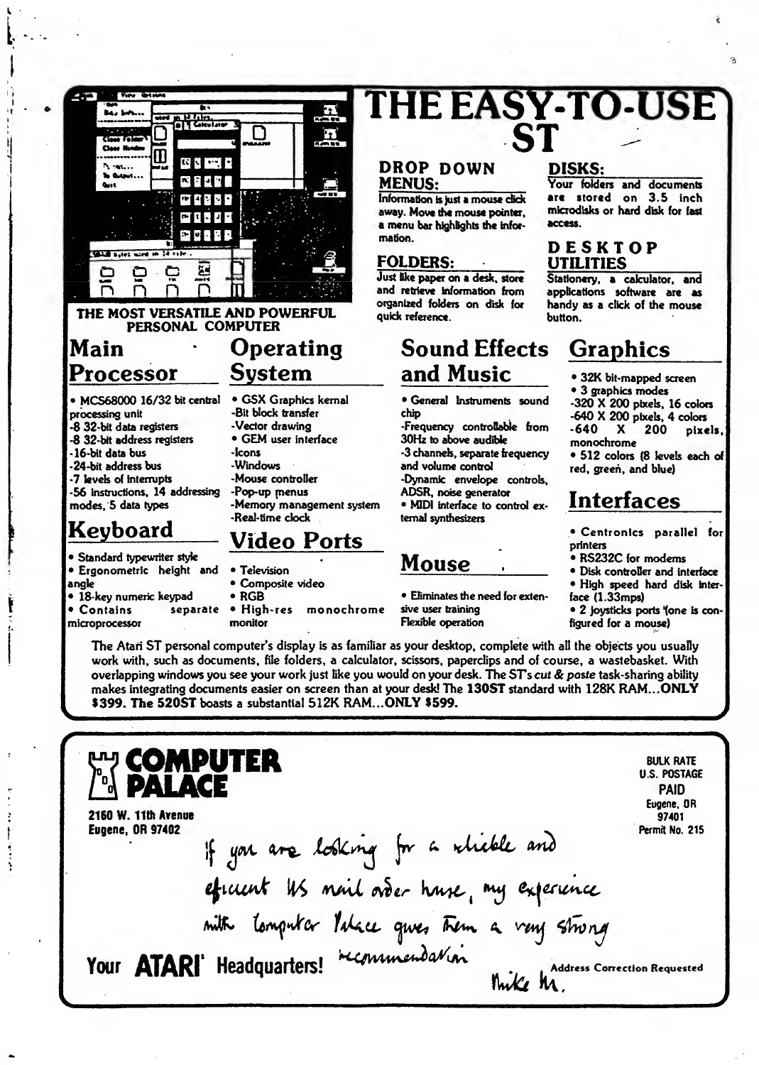# THE EASY-TO-USE ST

THE MOST VERSATILE AND POWERFUL PERSONAL COMPUTER

## DROP DOWN MENUS:

Information is just a mouse click away. Move the mouse pointer, a menu bar highlights the information.

## FOLDERS:

Just like paper on a desk, store and retrieve information from organized folders on disk for quick reference.

## DISKS:

Your folders and documents are stored on 3.5 inch microdisks or hard disk for fast access.

## DESKTOP UTILITIES

Stationery, a calculator, and applications software are as handy as a click of the mouse button.

## Main Processor

- MCS68000 16/32 bit central processing unit
- -8 32-bit data registers
- -8 32-bit address registers
- -16-bit data bus
- -24-bit address bus
- -7 levels of interrupts
- -56 instructions, 14 addressing modes, 5 data types

## Keyboard

- Standard typewriter style
- Ergonometric height and angle
- 18-key numeric keypad
- Contains separate microprocessor

## Operating System

- GSX Graphics kernal
- -Bit block transfer
- -Vector drawing
- GEM user interface
- -Icons
- -Windows
- -Mouse controller
- -Pop-up menus
- -Memory management system
- -Real-time clock

## Video Ports

- Television
- Composite video
- RGB
- High-res monochrome monitor

## Sound Effects and Music

- General Instruments sound chip
- -Frequency controllable from 30Hz to above audible
- -3 channels, separate frequency and volume control
- -Dynamic envelope controls, ADSR, noise generator
- MIDI interface to control external synthesizers

## Mouse

- Eliminates the need for extensive user training

Flexible operation

## Graphics

- 32K bit-mapped screen
- 3 graphics modes
- -320 X 200 pixels, 16 colors
- -640 X 200 pixels, 4 colors
- -640 X 200 pixels, monochrome
- 512 colors (8 levels each of red, green, and blue)

## Interfaces

- Centronics parallel for printers
- RS232C for modems
- Disk controller and interface
- High speed hard disk interface (1.33mps)
- 2 joysticks ports (one is configured for a mouse)

The Atari ST personal computer's display is as familiar as your desktop, complete with all the objects you usually work with, such as documents, file folders, a calculator, scissors, paperclips and of course, a wastebasket. With overlapping windows you see your work just like you would on your desk. The ST's *cut & paste* task-sharing ability makes integrating documents easier on screen than at your desk! The **130ST** standard with 128K RAM...**ONLY $399. The 520ST** boasts a substantial 512K RAM...**ONLY $599.**

---

**COMPUTER PALACE**

2160 W. 11th Avenue
Eugene, OR 97402

BULK RATE
U.S. POSTAGE
PAID
Eugene, OR
97401
Permit No. 215

If you are looking for a reliable and efficient US mail order house, my experience with Computer Palace gives them a very strong recommendation

Mike M.

**Your ATARI Headquarters!**

Address Correction Requested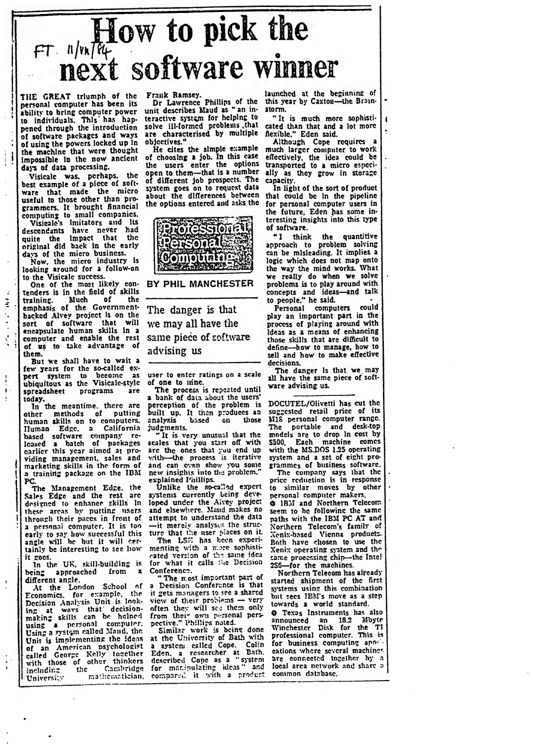FT 11/VII/84

# How to pick the next software winner

**BY PHIL MANCHESTER**

THE GREAT triumph of the personal computer has been its ability to bring computer power to individuals. This has happened through the introduction of software packages and ways of using the powers locked up in the machine that were thought impossible in the now ancient days of data processing.

Visicalc was, perhaps, the best example of a piece of software that made the micro useful to those other than programmers. It brought financial computing to small companies.

Visicalc's imitators and its descendants have never had quite the impact that the original did back in the early days of the micro business.

Now, the micro industry is looking around for a follow-on to the Visicalc success.

One of the most likely contenders is in the field of skills training. Much of the emphasis of the Government-backed Alvey project is on the sort of software that will encapsulate human skills in a computer and enable the rest of us to take advantage of them.

But we shall have to wait a few years for the so-called expert system to become as ubiquitous as the Visicalc-style spreadsheet programs are today.

In the meantime, there are other methods of putting human skills on to computers. Human Edge, a California based software company released a batch of packages earlier this year aimed at providing management, sales and marketing skills in the form of a training package on the IBM PC.

The Management Edge, the Sales Edge and the rest are designed to enhance skills in these areas by putting users through their paces in front of a personal computer. It is too early to say how successful this angle will be but it will certainly be interesting to see how it goes.

In the UK, skill-building is being approached from a different angle.

At the London School of Economics, for example, the Decision Analysis Unit is looking at ways that decision-making skills can be helped using a personal computer. Using a system called Maud, the Unit is implementing the ideas of an American psychologist called George Kelly together with those of other thinkers including the Cambridge University mathematician, Frank Ramsey.

Dr Lawrence Phillips of the unit describes Maud as "an interactive system for helping to solve ill-formed problems that are characterised by multiple objectives."

He cites the simple example of choosing a job. In this case the users enter the options open to them—that is a number of different job prospects. The system goes on to request data about the differences between the options entered and asks the user to enter ratings on a scale of one to nine.

The process is repeated until a bank of data about the users' perception of the problem is built up. It then produces an analysis based on those judgments.

"It is very unusual that the scales that you start off with are the ones that you end up with—the process is iterative and can even show you some new insights into the problem," explained Phillips.

Unlike the so-called expert systems currently being developed under the Alvey project and elsewhere, Maud makes no attempt to understand the data—it merely analyses the structure that the user places on it.

The LSE has been experimenting with a more sophisticated version of the same idea for what it calls the Decision Conference.

"The most important part of a Decision Conference is that it gets managers to see a shared view of their problems — very often they will see them only from their own personal perspective," Phillips noted.

Similar work is being done at the University of Bath with a system called Cope. Colin Eden, a researcher at Bath, described Cope as a "system for manipulating ideas" and compared it with a product launched at the beginning of this year by Caxton—the Brainstorm.

"It is much more sophisticated than that and a lot more flexible," Eden said.

Although Cope requires a much larger computer to work effectively, the idea could be transported to a micro especially as they grow in storage capacity.

In light of the sort of product that could be in the pipeline for personal computer users in the future, Eden has some interesting insights into this type of software.

"I think the quantitive approach to problem solving can be misleading. It implies a logic which does not map onto the way the mind works. What we really do when we solve problems is to play around with concepts and ideas—and talk to people," he said.

Personal computers could play an important part in the process of playing around with ideas as a means of enhancing those skills that are difficult to define—how to manage, how to sell and how to make effective decisions.

The danger is that we may all have the same piece of software advising us.

---

DOCUTEL/Olivetti has cut the suggested retail price of its M18 personal computer range. The portable and desk-top models are to drop in cost by $500. Each machine comes with the MS.DOS 1.25 operating system and a set of eight programmes of business software.

The company says that the price reduction is in response to similar moves by other personal computer makers.

- IBM and Northern Telecom seem to be following the same paths with the IBM PC AT and Northern Telecom's family of Xenix-based Vienna products. Both have chosen to use the Xenix operating system and the same processing chip—the Intel 286—for the machines.

Northern Telecom has already started shipment of the first systems using this combination but sees IBM's move as a step towards a world standard.

- Texas Instruments has also announced an 18.2 Mbyte Winchester Disk for the TI professional computer. This is for business computing applications where several machines are connected together by a local area network and share a common database.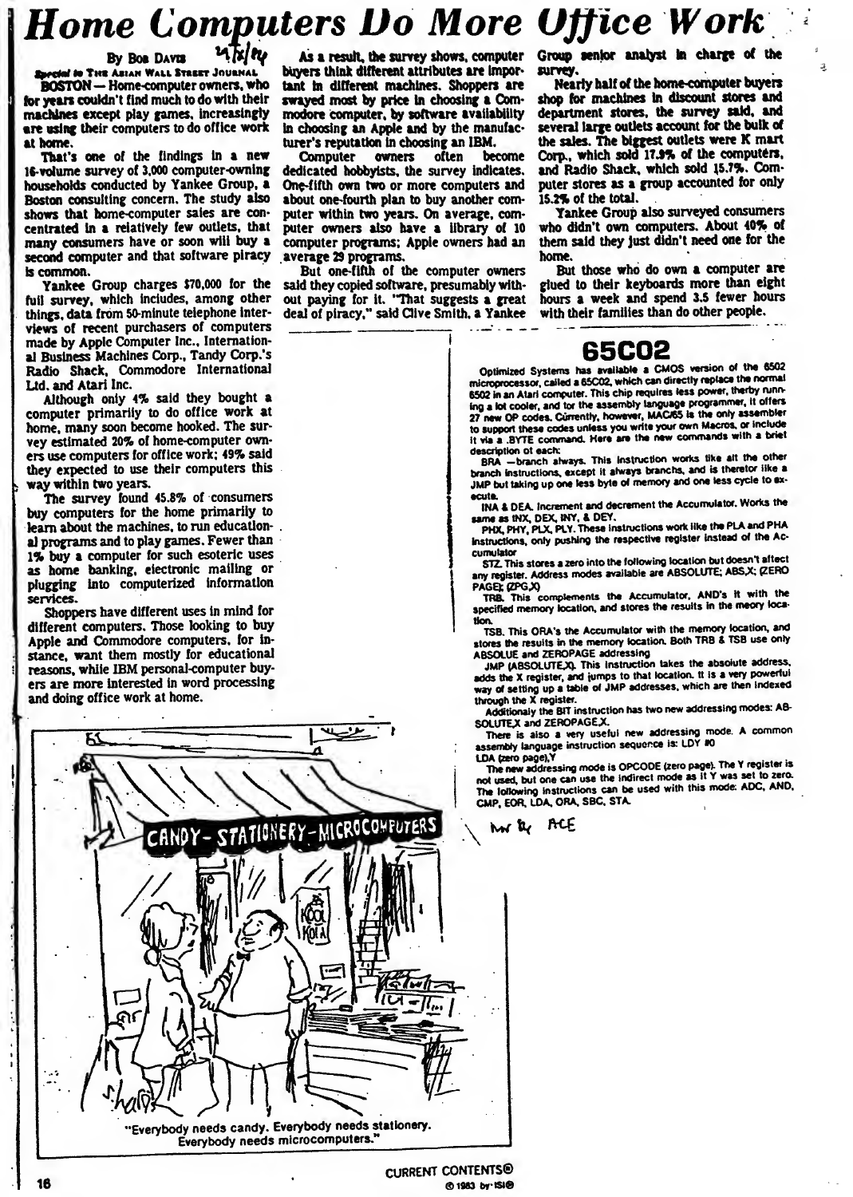# Home Computers Do More Office Work

By Bob Davis

*Special to* The Asian Wall Street Journal

BOSTON — Home-computer owners, who for years couldn't find much to do with their machines except play games, increasingly are using their computers to do office work at home.

That's one of the findings in a new 16-volume survey of 3,000 computer-owning households conducted by Yankee Group, a Boston consulting concern. The study also shows that home-computer sales are concentrated in a relatively few outlets, that many consumers have or soon will buy a second computer and that software piracy is common.

Yankee Group charges $70,000 for the full survey, which includes, among other things, data from 50-minute telephone interviews of recent purchasers of computers made by Apple Computer Inc., International Business Machines Corp., Tandy Corp.'s Radio Shack, Commodore International Ltd. and Atari Inc.

Although only 4% said they bought a computer primarily to do office work at home, many soon become hooked. The survey estimated 20% of home-computer owners use computers for office work; 49% said they expected to use their computers this way within two years.

The survey found 45.8% of consumers buy computers for the home primarily to learn about the machines, to run educational programs and to play games. Fewer than 1% buy a computer for such esoteric uses as home banking, electronic mailing or plugging into computerized information services.

Shoppers have different uses in mind for different computers. Those looking to buy Apple and Commodore computers, for instance, want them mostly for educational reasons, while IBM personal-computer buyers are more interested in word processing and doing office work at home.

As a result, the survey shows, computer buyers think different attributes are important in different machines. Shoppers are swayed most by price in choosing a Commodore computer, by software availability in choosing an Apple and by the manufacturer's reputation in choosing an IBM.

Computer owners often become dedicated hobbyists, the survey indicates. One-fifth own two or more computers and about one-fourth plan to buy another computer within two years. On average, computer owners also have a library of 10 computer programs; Apple owners had an average 29 programs.

But one-fifth of the computer owners said they copied software, presumably without paying for it. "That suggests a great deal of piracy," said Clive Smith, a Yankee Group senior analyst in charge of the survey.

Nearly half of the home-computer buyers shop for machines in discount stores and department stores, the survey said, and several large outlets account for the bulk of the sales. The biggest outlets were K mart Corp., which sold 17.9% of the computers, and Radio Shack, which sold 15.7%. Computer stores as a group accounted for only 15.2% of the total.

Yankee Group also surveyed consumers who didn't own computers. About 40% of them said they just didn't need one for the home.

But those who do own a computer are glued to their keyboards more than eight hours a week and spend 3.5 fewer hours with their families than do other people.

## 65C02

Optimized Systems has available a CMOS version of the 6502 microprocessor, called a 65C02, which can directly replace the normal 6502 in an Atari computer. This chip requires less power, therby running a lot cooler, and for the assembly language programmer, it offers 27 new OP codes. Currently, however, MAC/65 is the only assembler to support these codes unless you write your own Macros, or include it via a .BYTE command. Here are the new commands with a brief description ot each:

BRA —branch always. This instruction works like all the other branch instructions, except it always branchs, and is theretor like a JMP but taking up one less byte of memory and one less cycle to execute.

INA & DEA. Increment and decrement the Accumulator. Works the same as INX, DEX, INY, & DEY.

PHX, PHY, PLX, PLY. These instructions work like the PLA and PHA instructions, only pushing the respective register instead of the Accumulator

STZ. This stores a zero into the following location but doesn't affect any register. Address modes available are ABSOLUTE; ABS,X; (ZERO PAGE); (ZPG,X)

TRB. This complements the Accumulator, AND's it with the specified memory location, and stores the results in the meory location.

TSB. This ORA's the Accumulator with the memory location, and stores the results in the memory location. Both TRB & TSB use only ABSOLUE and ZEROPAGE addressing

JMP (ABSOLUTE,X). This instruction takes the absolute address, adds the X register, and jumps to that location. It is a very powerful way of setting up a table of JMP addresses, which are then indexed through the X register.

Additionaly the BIT instruction has two new addressing modes: ABSOLUTE,X and ZEROPAGE,X.

There is also a very useful new addressing mode. A common assembly language instruction sequence is: LDY #0

LDA (zero page),Y

The new addressing mode is OPCODE (zero page). The Y register is not used, but one can use the indirect mode as it Y was set to zero. The following instructions can be used with this mode: ADC, AND, CMP, EOR, LDA, ORA, SBC, STA.

"Everybody needs candy. Everybody needs stationery. Everybody needs microcomputers."

CURRENT CONTENTS® © 1983 by ISI®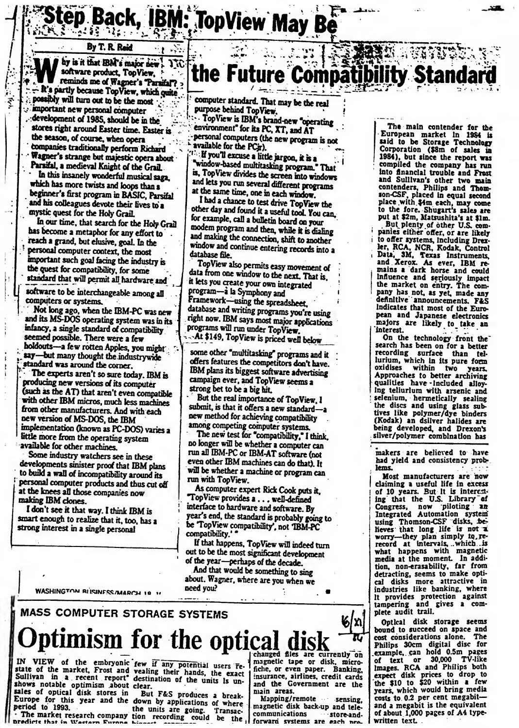# Step Back, IBM: TopView May Be the Future Compatibility Standard

By T. R. Reid

Why is it that IBM's major new software product, TopView, reminds me of Wagner's "Parsifal"?

It's partly because TopView, which quite possibly will turn out to be the most important new personal computer development of 1985, should be in the stores right around Easter time. Easter is the season, of course, when opera companies traditionally perform Richard Wagner's strange but majestic opera about Parsifal, a medieval Knight of the Grail.

In this insanely wonderful musical saga, which has more twists and loops than a beginner's first program in BASIC, Parsifal and his colleagues devote their lives to a mystic quest for the Holy Grail.

In our time, that search for the Holy Grail has become a metaphor for any effort to reach a grand, but elusive, goal. In the personal computer context, the most important such goal facing the industry is the quest for compatibility, for some standard that will permit all hardware and software to be interchangeable among all computers or systems.

Not long ago, when the IBM-PC was new and its MS-DOS operating system was in its infancy, a single standard of compatibility seemed possible. There were a few holdouts—a few rotten Apples, you might say—but many thought the industrywide standard was around the corner.

The experts aren't so sure today. IBM is producing new versions of its computer (such as the AT) that aren't even compatible with other IBM micros, much less machines from other manufacturers. And with each new version of MS-DOS, the IBM implementation (known as PC-DOS) varies a little more from the operating system available for other machines.

Some industry watchers see in these developments sinister proof that IBM plans to build a wall of incompatibility around its personal computer products and thus cut off at the knees all those companies now making IBM clones.

I don't see it that way. I think IBM is smart enough to realize that it, too, has a strong interest in a single personal computer standard. That may be the real purpose behind TopView.

TopView is IBM's brand-new "operating environment" for its PC, XT, and AT personal computers (the new program is not available for the PCjr).

If you'll excuse a little jargon, it is a "window-based multitasking program." That is, TopView divides the screen into windows and lets you run several different programs at the same time, one in each window.

I had a chance to test drive TopView the other day and found it a useful tool. You can, for example, call a bulletin board on your modem program and then, while it is dialing and making the connection, shift to another window and continue entering records into a database file.

TopView also permits easy movement of data from one window to the next. That is, it lets you create your own integrated program—à la Symphony and Framework—using the spreadsheet, database and writing programs you're using right now. IBM says most major applications programs will run under TopView.

At $149, TopView is priced well below some other "multitasking" programs and it offers features the competitors don't have. IBM plans its biggest software advertising campaign ever, and TopView seems a strong bet to be a big hit.

But the real importance of TopView, I submit, is that it offers a new standard—a new method for achieving compatibility among competing computer systems.

The new test for "compatibility," I think, no longer will be whether a computer can run all IBM-PC or IBM-AT software (not even other IBM machines can do that). It will be whether a machine or program can run with TopView.

As computer expert Rick Cook puts it, "TopView provides a . . . well-defined interface to hardware and software. By year's end, the standard is probably going to be 'TopView compatibility', not 'IBM-PC compatibility.'"

If that happens, TopView will indeed turn out to be the most significant development of the year—perhaps of the decade.

And that would be something to sing about. Wagner, where are you when we need you?

WASHINGTON BUSINESS/MARCH 18, '85

---

MASS COMPUTER STORAGE SYSTEMS

# Optimism for the optical disk

6/xi

IN VIEW of the embryonic state of the market, Frost and Sullivan in a recent report shows notable optimism about sales of optical disk stores in Europe for this year and the period to 1993.

The market research company predicts that in Western Europe ... few if any potential users revealing their hands, the exact destination of the units is unclear.

But F&S produces a breakdown by applications of where the units are going. Transaction recording could be the biggest ... changed files are currently on magnetic tape or disk, microfiche, or even paper. Banking, insurance, airlines, credit cards and the Government are the main areas.

Mapping/remote sensing, magnetic disk back-up and telecommunications store-and-forward systems are each pre-...

The main contender for the European market in 1984 is said to be Storage Technology Corporation ($8m of sales in 1984), but since the report was compiled the company has run into financial trouble and Frost and Sullivan's other two main contenders, Philips and Thomson-CSF, placed in equal second place with $4m each, may come to the fore. Shugart's sales are put at $2m, Matsushita's at $1m.

But plenty of other U.S. companies either offer, or are likely to offer systems, including Drexler, RCA, NCR, Kodak, Control Data, 3M, Texas Instruments, and Xerox. As ever, IBM remains a dark horse and could influence and seriously impact the market on entry. The company has not, as yet, made any definitive announcements. F&S indicates that most of the European and Japanese electronics majors are likely to take an interest.

On the technology front the search has been on for a better recording surface than tellurium, which in its pure form oxidises within two years. Approaches to better archiving qualities have included alloying tellurium with arsenic and selenium, hermetically sealing the discs and using glass substitutes like polymer/dye binders (Kodak) an dsilver halides are being developed, and Drexon's silver/polymer combination has ...

... makers are believed to have had yield and consistency problems.

Most manufacturers are now claiming a useful life in excess of 10 years. But it is interesting that the U.S. Library of Congress, now piloting an Integrated Automation system using Thomson-CSF disks, believes that long life is not a worry—they plan simply to record at intervals, which is what happens with magnetic media at the moment. In addition, non-erasability, far from detracting, seems to make optical disks more attractive in industries like banking, where it provides protection against tampering and gives a complete audit trail.

Optical disk storage seems bound to succeed on space and cost considerations alone. The Philips 30cm digital disc for example, can hold 0.5m pages of text or 30,000 TV-like images. RCA and Philips both expect disk prices to drop to the $10 to $20 within a few years, which would bring media costs to 0.2 per cent megabit—and a megabit is the equivalent of about 1,000 pages of A4 typewritten text.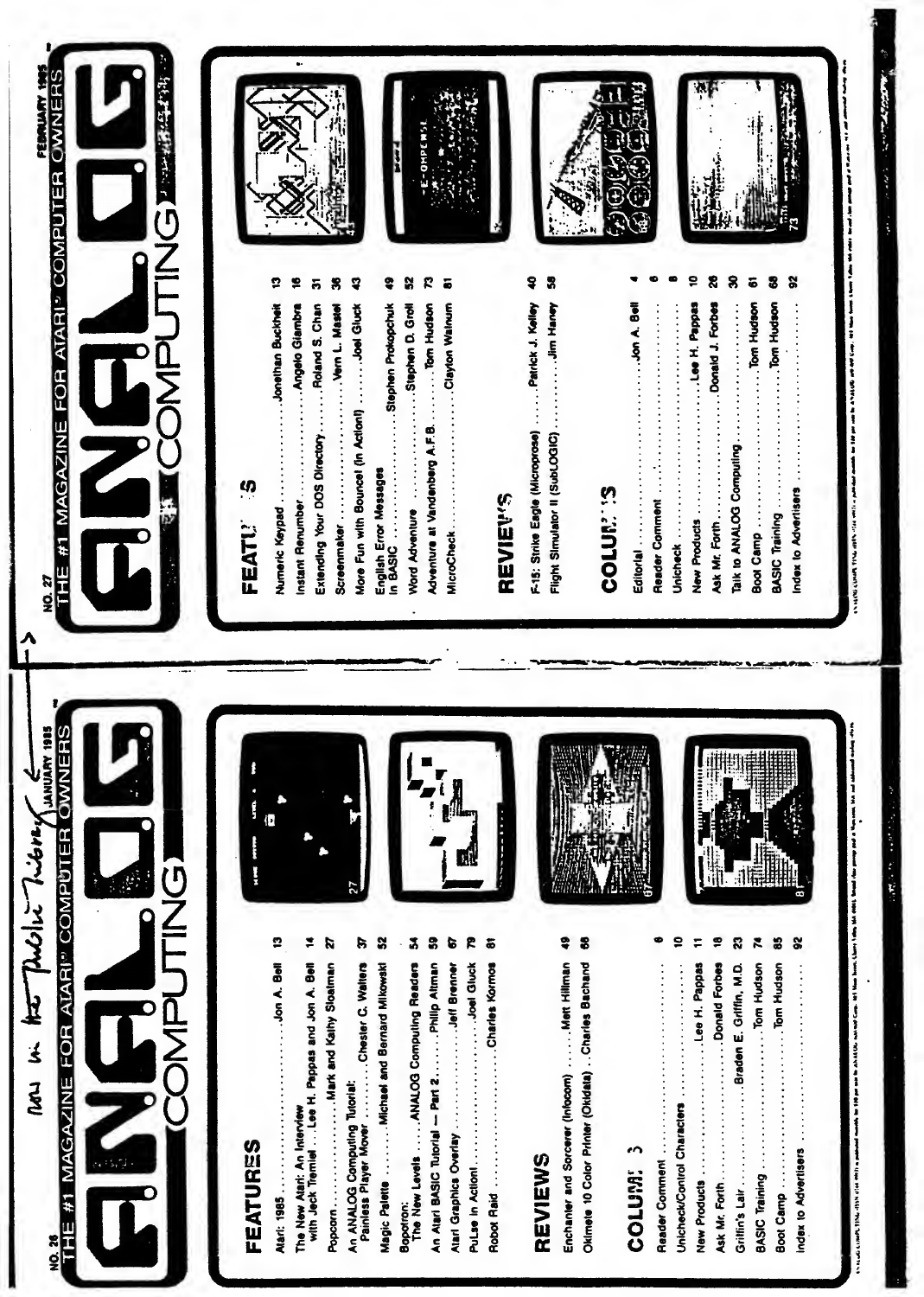now in the Public library →

NO. 26 — JANUARY 1985

THE #1 MAGAZINE FOR ATARI® COMPUTER OWNERS

# ANALOG COMPUTING

## FEATURES

- Atari: 1985 ........ Jon A. Bell 13
- The New Atari: An Interview with Jack Tramiel ........ Lee H. Pappas and Jon A. Bell 14
- Popcorn ........ Mark and Kathy Slootman 27
- An ANALOG Computing Tutorial: Painless Player Mover ........ Chester C. Walters 37
- Magic Palette ........ Michael and Bernard Mikowski 52
- Bopotron: The New Levels ........ ANALOG Computing Readers 54
- An Atari BASIC Tutorial — Part 2 ........ Philip Altman 59
- Atari Graphics Overlay ........ Jeff Brenner 67
- PuLse in Action! ........ Joel Gluck 79
- Robot Raid ........ Charles Kormos 81

## REVIEWS

- Enchanter and Sorcerer (Infocom) ........ Matt Hillman 49
- Okimate 10 Color Printer (Okidata) ........ Charles Bachand 68

## COLUMNS

- Reader Comment ........ 6
- Unicheck/Control Characters ........ 10
- New Products ........ Lee H. Pappas 11
- Ask Mr. Forth ........ Donald Forbes 18
- Griffin's Lair ........ Braden E. Griffin, M.D. 23
- BASIC Training ........ Tom Hudson 74
- Boot Camp ........ Tom Hudson 85
- Index to Advertisers ........ 92

---

NO. 27 — FEBRUARY 1985

THE #1 MAGAZINE FOR ATARI® COMPUTER OWNERS

# ANALOG COMPUTING

## FEATURES

- Numeric Keypad ........ Jonathan Buckheit 13
- Instant Renumber ........ Angelo Giambra 16
- Extending Your DOS Directory ........ Roland S. Chan 31
- Screenmaker ........ Vern L. Mastel 36
- More Fun with Bounce! (In Action!) ........ Joel Gluck 43
- English Error Messages in BASIC ........ Stephen Prokopchuk 49
- Word Adventure ........ Stephen D. Groll 52
- Adventure at Vandenberg A.F.B. ........ Tom Hudson 73
- MicroCheck ........ Clayton Walnum 81

## REVIEWS

- F-15: Strike Eagle (Microprose) ........ Patrick J. Kelley 40
- Flight Simulator II (SubLOGIC) ........ Jim Haney 58

## COLUMNS

- Editorial ........ Jon A. Bell 4
- Reader Comment ........ 6
- Unicheck ........ 8
- New Products ........ Lee H. Pappas 10
- Ask Mr. Forth ........ Donald J. Forbes 26
- Talk to ANALOG Computing ........ 30
- Boot Camp ........ Tom Hudson 61
- BASIC Training ........ Tom Hudson 68
- Index to Advertisers ........ 92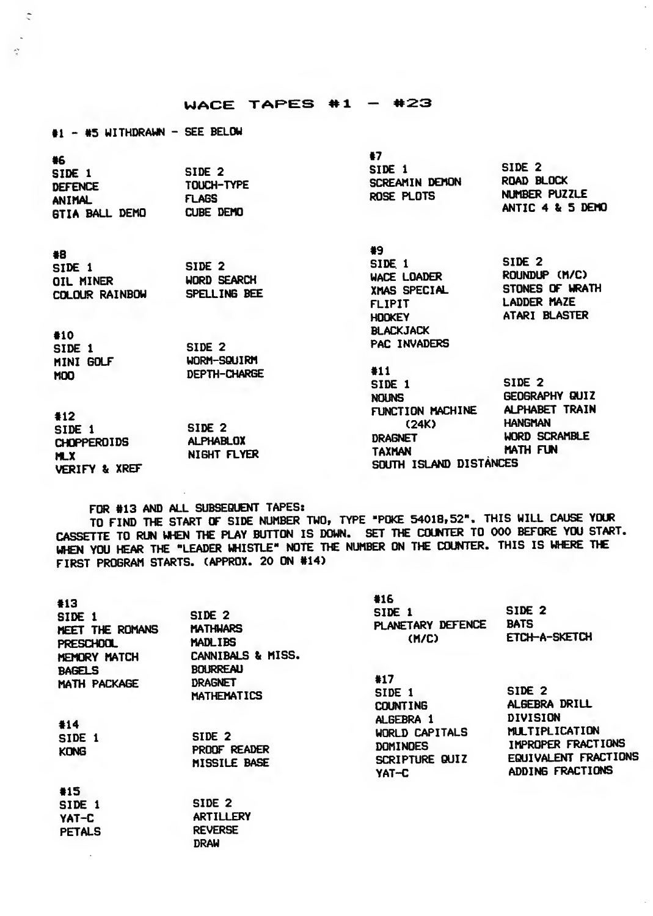# WACE TAPES #1 – #23

#1 - #5 WITHDRAWN - SEE BELOW

### #6

| SIDE 1 | SIDE 2 |
|---|---|
| DEFENCE | TOUCH-TYPE |
| ANIMAL | FLAGS |
| GTIA BALL DEMO | CUBE DEMO |

### #7

| SIDE 1 | SIDE 2 |
|---|---|
| SCREAMIN DEMON | ROAD BLOCK |
| ROSE PLOTS | NUMBER PUZZLE |
| | ANTIC 4 & 5 DEMO |

### #8

| SIDE 1 | SIDE 2 |
|---|---|
| OIL MINER | WORD SEARCH |
| COLOUR RAINBOW | SPELLING BEE |

### #9

| SIDE 1 | SIDE 2 |
|---|---|
| WACE LOADER | ROUNDUP (M/C) |
| XMAS SPECIAL | STONES OF WRATH |
| FLIPIT | LADDER MAZE |
| HOOKEY | ATARI BLASTER |
| BLACKJACK | |
| PAC INVADERS | |

### #10

| SIDE 1 | SIDE 2 |
|---|---|
| MINI GOLF | WORM-SQUIRM |
| MOO | DEPTH-CHARGE |

### #11

| SIDE 1 | SIDE 2 |
|---|---|
| NOUNS | GEOGRAPHY QUIZ |
| FUNCTION MACHINE (24K) | ALPHABET TRAIN |
| | HANGMAN |
| DRAGNET | WORD SCRAMBLE |
| TAXMAN | MATH FUN |
| SOUTH ISLAND DISTANCES | |

### #12

| SIDE 1 | SIDE 2 |
|---|---|
| CHOPPEROIDS | ALPHABLOX |
| MLX | NIGHT FLYER |
| VERIFY & XREF | |

FOR #13 AND ALL SUBSEQUENT TAPES:

TO FIND THE START OF SIDE NUMBER TWO, TYPE "POKE 54018,52". THIS WILL CAUSE YOUR CASSETTE TO RUN WHEN THE PLAY BUTTON IS DOWN. SET THE COUNTER TO 000 BEFORE YOU START. WHEN YOU HEAR THE "LEADER WHISTLE" NOTE THE NUMBER ON THE COUNTER. THIS IS WHERE THE FIRST PROGRAM STARTS. (APPROX. 20 ON #14)

### #13

| SIDE 1 | SIDE 2 |
|---|---|
| MEET THE ROMANS | MATHWARS |
| PRESCHOOL | MADLIBS |
| MEMORY MATCH | CANNIBALS & MISS. |
| BAGELS | BOURREAU |
| MATH PACKAGE | DRAGNET |
| | MATHEMATICS |

### #14

| SIDE 1 | SIDE 2 |
|---|---|
| KONG | PROOF READER |
| | MISSILE BASE |

### #15

| SIDE 1 | SIDE 2 |
|---|---|
| YAT-C | ARTILLERY |
| PETALS | REVERSE |
| | DRAW |

### #16

| SIDE 1 | SIDE 2 |
|---|---|
| PLANETARY DEFENCE (M/C) | BATS |
| | ETCH-A-SKETCH |

### #17

| SIDE 1 | SIDE 2 |
|---|---|
| COUNTING | ALGEBRA DRILL |
| ALGEBRA 1 | DIVISION |
| WORLD CAPITALS | MULTIPLICATION |
| DOMINOES | IMPROPER FRACTIONS |
| SCRIPTURE QUIZ | EQUIVALENT FRACTIONS |
| YAT-C | ADDING FRACTIONS |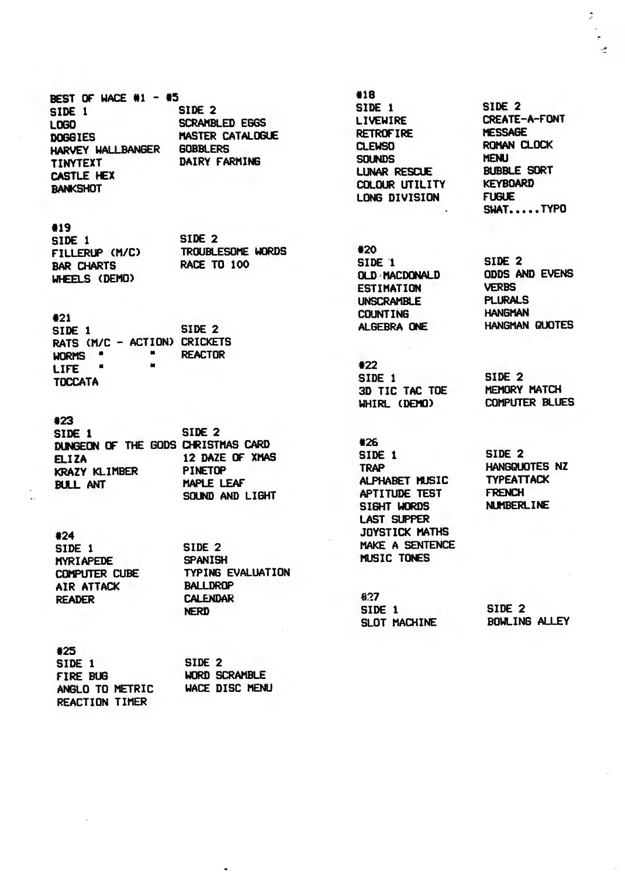BEST OF WACE #1 - #5

| SIDE 1 | SIDE 2 |
|---|---|
| LOGO | SCRAMBLED EGGS |
| DOGGIES | MASTER CATALOGUE |
| HARVEY WALLBANGER | GOBBLERS |
| TINYTEXT | DAIRY FARMING |
| CASTLE HEX | |
| BANKSHOT | |

#19

| SIDE 1 | SIDE 2 |
|---|---|
| FILLERUP (M/C) | TROUBLESOME WORDS |
| BAR CHARTS | RACE TO 100 |
| WHEELS (DEMO) | |

#21

| SIDE 1 | SIDE 2 |
|---|---|
| RATS (M/C - ACTION) | CRICKETS |
| WORMS " " | REACTOR |
| LIFE " " | |
| TOCCATA | |

#23

| SIDE 1 | SIDE 2 |
|---|---|
| DUNGEON OF THE GODS | CHRISTMAS CARD |
| ELIZA | 12 DAZE OF XMAS |
| KRAZY KLIMBER | PINETOP |
| BULL ANT | MAPLE LEAF |
| | SOUND AND LIGHT |

#24

| SIDE 1 | SIDE 2 |
|---|---|
| MYRIAPEDE | SPANISH |
| COMPUTER CUBE | TYPING EVALUATION |
| AIR ATTACK | BALLDROP |
| READER | CALENDAR |
| | NERD |

#25

| SIDE 1 | SIDE 2 |
|---|---|
| FIRE BUG | WORD SCRAMBLE |
| ANGLO TO METRIC | WACE DISC MENU |
| REACTION TIMER | |

#18

| SIDE 1 | SIDE 2 |
|---|---|
| LIVEWIRE | CREATE-A-FONT |
| RETROFIRE | MESSAGE |
| CLEWSO | ROMAN CLOCK |
| SOUNDS | MENU |
| LUNAR RESCUE | BUBBLE SORT |
| COLOUR UTILITY | KEYBOARD |
| LONG DIVISION | FUGUE |
| | SWAT.....TYPO |

#20

| SIDE 1 | SIDE 2 |
|---|---|
| OLD MACDONALD | ODDS AND EVENS |
| ESTIMATION | VERBS |
| UNSCRAMBLE | PLURALS |
| COUNTING | HANGMAN |
| ALGEBRA ONE | HANGMAN QUOTES |

#22

| SIDE 1 | SIDE 2 |
|---|---|
| 3D TIC TAC TOE | MEMORY MATCH |
| WHIRL (DEMO) | COMPUTER BLUES |

#26

| SIDE 1 | SIDE 2 |
|---|---|
| TRAP | HANGQUOTES NZ |
| ALPHABET MUSIC | TYPEATTACK |
| APTITUDE TEST | FRENCH |
| SIGHT WORDS | NUMBERLINE |
| LAST SUPPER | |
| JOYSTICK MATHS | |
| MAKE A SENTENCE | |
| MUSIC TONES | |

#27

| SIDE 1 | SIDE 2 |
|---|---|
| SLOT MACHINE | BOWLING ALLEY |